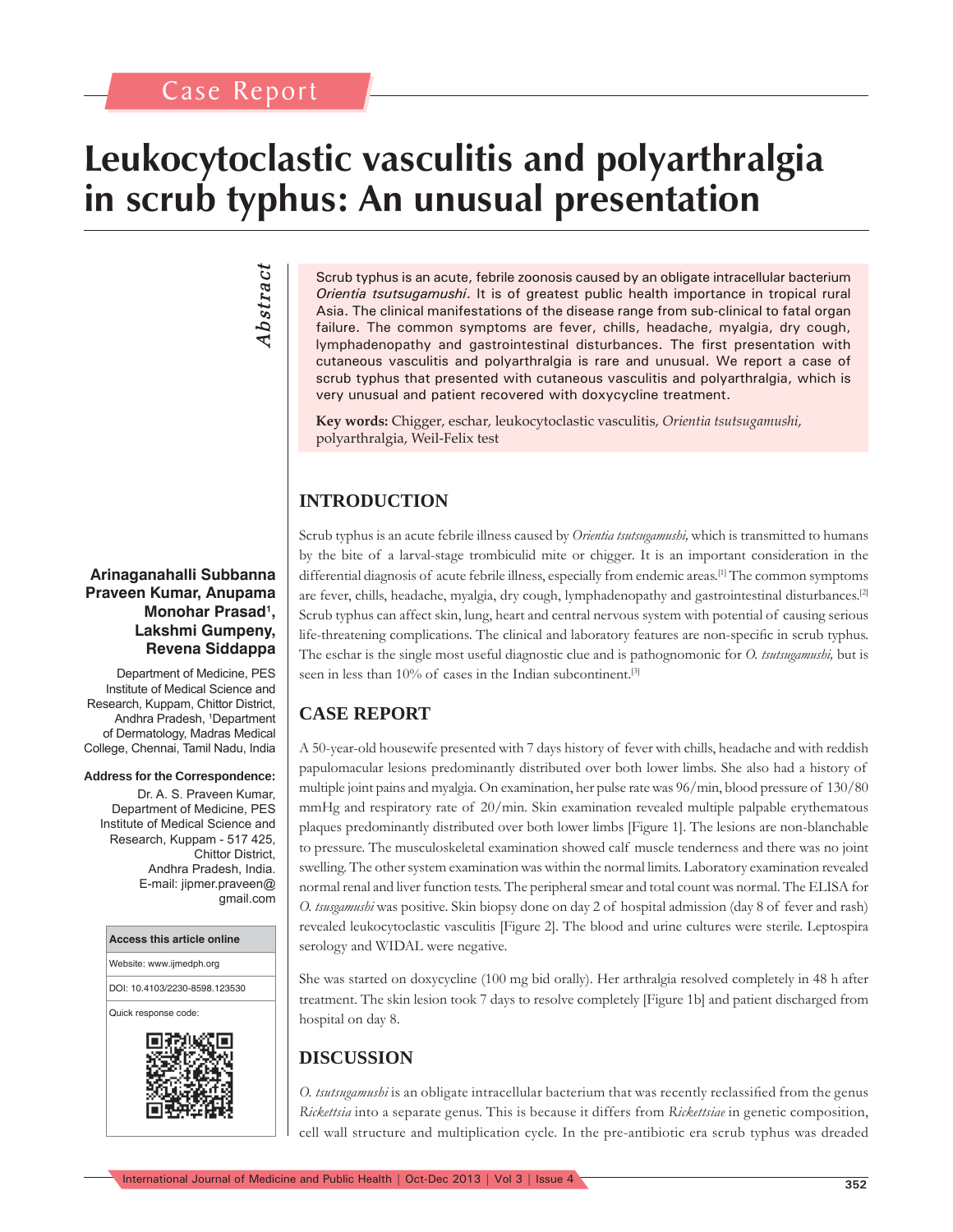Case Report

# Leukocytoclastic vasculitis and polyarthralgia in scrub typhus: An unusual presentation

**Arinaganahalli Subbanna Praveen Kumar, Anupama Monohar Prasad[1], Lakshmi Gumpeny, Revena Siddappa**

Department of Medicine, PES Institute of Medical Science and Research, Kuppam, Chittor District, Andhra Pradesh, [1]Department of Dermatology, Madras Medical College, Chennai, Tamil Nadu, India

**Address for the Correspondence:**
Dr. A. S. Praveen Kumar, Department of Medicine, PES Institute of Medical Science and Research, Kuppam - 517 425, Chittor District, Andhra Pradesh, India. E-mail: jipmer.praveen@gmail.com

| Access this article online |
|---|
| Website: www.ijmedph.org |
| DOI: 10.4103/2230-8598.123530 |
| Quick response code: |

***Abstract***

Scrub typhus is an acute, febrile zoonosis caused by an obligate intracellular bacterium *Orientia tsutsugamushi*. It is of greatest public health importance in tropical rural Asia. The clinical manifestations of the disease range from sub-clinical to fatal organ failure. The common symptoms are fever, chills, headache, myalgia, dry cough, lymphadenopathy and gastrointestinal disturbances. The first presentation with cutaneous vasculitis and polyarthralgia is rare and unusual. We report a case of scrub typhus that presented with cutaneous vasculitis and polyarthralgia, which is very unusual and patient recovered with doxycycline treatment.

**Key words:** Chigger, eschar, leukocytoclastic vasculitis, *Orientia tsutsugamushi*, polyarthralgia, Weil-Felix test

## INTRODUCTION

Scrub typhus is an acute febrile illness caused by *Orientia tsutsugamushi,* which is transmitted to humans by the bite of a larval-stage trombiculid mite or chigger. It is an important consideration in the differential diagnosis of acute febrile illness, especially from endemic areas.[1] The common symptoms are fever, chills, headache, myalgia, dry cough, lymphadenopathy and gastrointestinal disturbances.[2] Scrub typhus can affect skin, lung, heart and central nervous system with potential of causing serious life-threatening complications. The clinical and laboratory features are non-specific in scrub typhus. The eschar is the single most useful diagnostic clue and is pathognomonic for *O. tsutsugamushi,* but is seen in less than 10% of cases in the Indian subcontinent.[3]

## CASE REPORT

A 50-year-old housewife presented with 7 days history of fever with chills, headache and with reddish papulomacular lesions predominantly distributed over both lower limbs. She also had a history of multiple joint pains and myalgia. On examination, her pulse rate was 96/min, blood pressure of 130/80 mmHg and respiratory rate of 20/min. Skin examination revealed multiple palpable erythematous plaques predominantly distributed over both lower limbs [Figure 1]. The lesions are non-blanchable to pressure. The musculoskeletal examination showed calf muscle tenderness and there was no joint swelling. The other system examination was within the normal limits. Laboratory examination revealed normal renal and liver function tests. The peripheral smear and total count was normal. The ELISA for *O. tsusgamushi* was positive. Skin biopsy done on day 2 of hospital admission (day 8 of fever and rash) revealed leukocytoclastic vasculitis [Figure 2]. The blood and urine cultures were sterile. Leptospira serology and WIDAL were negative.

She was started on doxycycline (100 mg bid orally). Her arthralgia resolved completely in 48 h after treatment. The skin lesion took 7 days to resolve completely [Figure 1b] and patient discharged from hospital on day 8.

## DISCUSSION

*O. tsutsugamushi* is an obligate intracellular bacterium that was recently reclassified from the genus *Rickettsia* into a separate genus. This is because it differs from *Rickettsiae* in genetic composition, cell wall structure and multiplication cycle. In the pre-antibiotic era scrub typhus was dreaded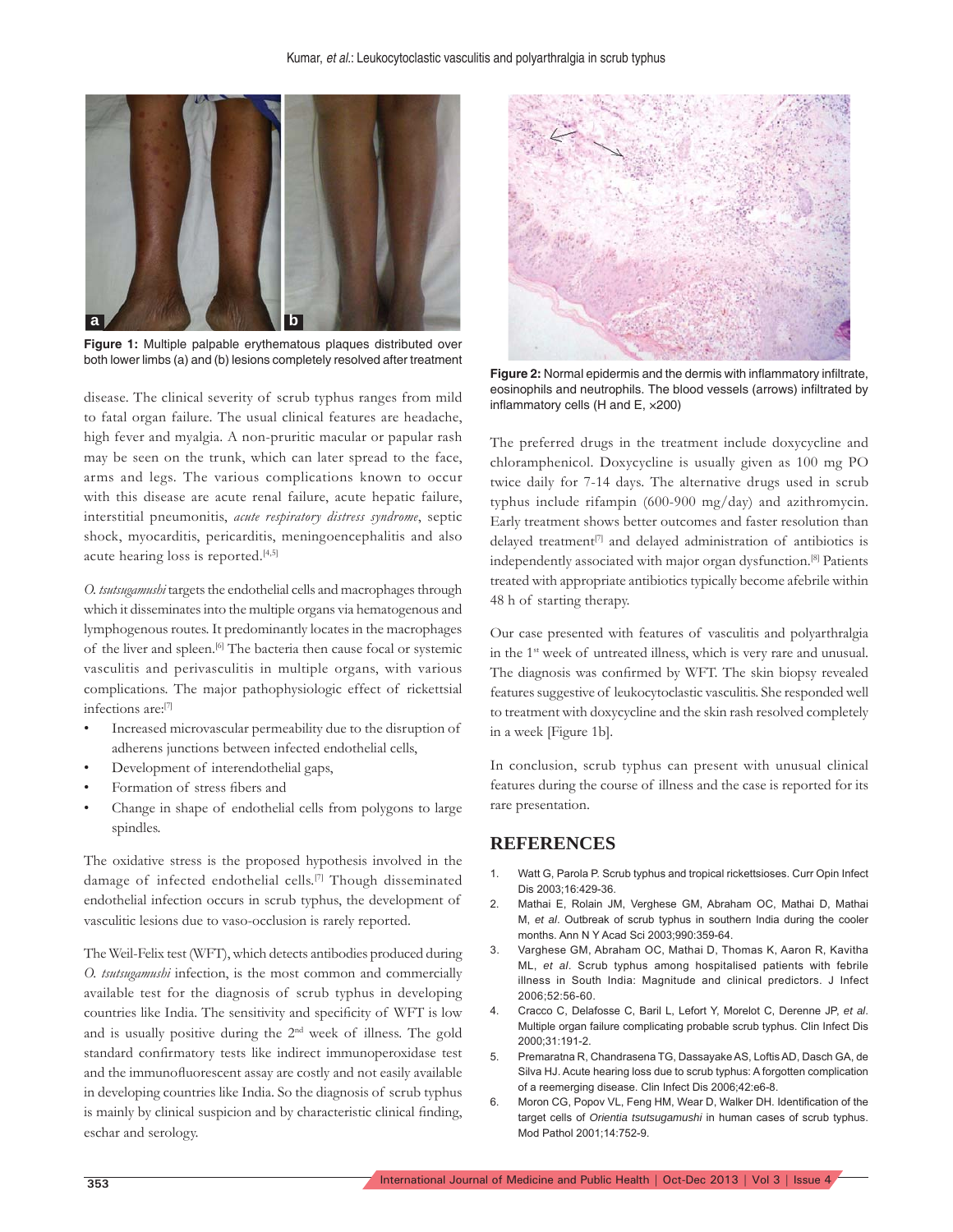Figure 1: Multiple palpable erythematous plaques distributed over both lower limbs (a) and (b) lesions completely resolved after treatment

disease. The clinical severity of scrub typhus ranges from mild to fatal organ failure. The usual clinical features are headache, high fever and myalgia. A non-pruritic macular or papular rash may be seen on the trunk, which can later spread to the face, arms and legs. The various complications known to occur with this disease are acute renal failure, acute hepatic failure, interstitial pneumonitis, *acute respiratory distress syndrome*, septic shock, myocarditis, pericarditis, meningoencephalitis and also acute hearing loss is reported.[4,5]

*O. tsutsugamushi* targets the endothelial cells and macrophages through which it disseminates into the multiple organs via hematogenous and lymphogenous routes. It predominantly locates in the macrophages of the liver and spleen.[6] The bacteria then cause focal or systemic vasculitis and perivasculitis in multiple organs, with various complications. The major pathophysiologic effect of rickettsial infections are:[7]

- Increased microvascular permeability due to the disruption of adherens junctions between infected endothelial cells,
- Development of interendothelial gaps,
- Formation of stress fibers and
- Change in shape of endothelial cells from polygons to large spindles.

The oxidative stress is the proposed hypothesis involved in the damage of infected endothelial cells.[7] Though disseminated endothelial infection occurs in scrub typhus, the development of vasculitic lesions due to vaso-occlusion is rarely reported.

The Weil-Felix test (WFT), which detects antibodies produced during *O. tsutsugamushi* infection, is the most common and commercially available test for the diagnosis of scrub typhus in developing countries like India. The sensitivity and specificity of WFT is low and is usually positive during the 2nd week of illness. The gold standard confirmatory tests like indirect immunoperoxidase test and the immunofluorescent assay are costly and not easily available in developing countries like India. So the diagnosis of scrub typhus is mainly by clinical suspicion and by characteristic clinical finding, eschar and serology.

Figure 2: Normal epidermis and the dermis with inflammatory infiltrate, eosinophils and neutrophils. The blood vessels (arrows) infiltrated by inflammatory cells (H and E, ×200)

The preferred drugs in the treatment include doxycycline and chloramphenicol. Doxycycline is usually given as 100 mg PO twice daily for 7-14 days. The alternative drugs used in scrub typhus include rifampin (600-900 mg/day) and azithromycin. Early treatment shows better outcomes and faster resolution than delayed treatment[7] and delayed administration of antibiotics is independently associated with major organ dysfunction.[8] Patients treated with appropriate antibiotics typically become afebrile within 48 h of starting therapy.

Our case presented with features of vasculitis and polyarthralgia in the 1st week of untreated illness, which is very rare and unusual. The diagnosis was confirmed by WFT. The skin biopsy revealed features suggestive of leukocytoclastic vasculitis. She responded well to treatment with doxycycline and the skin rash resolved completely in a week [Figure 1b].

In conclusion, scrub typhus can present with unusual clinical features during the course of illness and the case is reported for its rare presentation.

## REFERENCES

1. Watt G, Parola P. Scrub typhus and tropical rickettsioses. Curr Opin Infect Dis 2003;16:429-36.
2. Mathai E, Rolain JM, Verghese GM, Abraham OC, Mathai D, Mathai M, *et al*. Outbreak of scrub typhus in southern India during the cooler months. Ann N Y Acad Sci 2003;990:359-64.
3. Varghese GM, Abraham OC, Mathai D, Thomas K, Aaron R, Kavitha ML, *et al*. Scrub typhus among hospitalised patients with febrile illness in South India: Magnitude and clinical predictors. J Infect 2006;52:56-60.
4. Cracco C, Delafosse C, Baril L, Lefort Y, Morelot C, Derenne JP, *et al*. Multiple organ failure complicating probable scrub typhus. Clin Infect Dis 2000;31:191-2.
5. Premaratna R, Chandrasena TG, Dassayake AS, Loftis AD, Dasch GA, de Silva HJ. Acute hearing loss due to scrub typhus: A forgotten complication of a reemerging disease. Clin Infect Dis 2006;42:e6-8.
6. Moron CG, Popov VL, Feng HM, Wear D, Walker DH. Identification of the target cells of *Orientia tsutsugamushi* in human cases of scrub typhus. Mod Pathol 2001;14:752-9.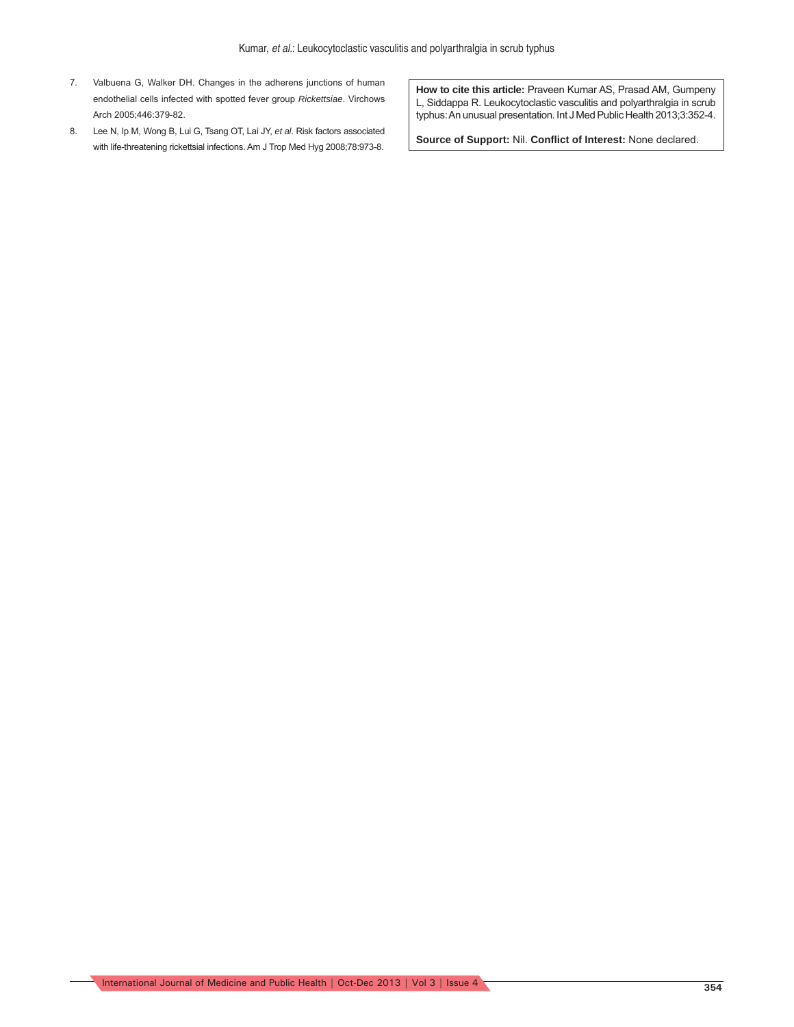7. Valbuena G, Walker DH. Changes in the adherens junctions of human endothelial cells infected with spotted fever group *Rickettsiae*. Virchows Arch 2005;446:379-82.
8. Lee N, Ip M, Wong B, Lui G, Tsang OT, Lai JY, *et al*. Risk factors associated with life-threatening rickettsial infections. Am J Trop Med Hyg 2008;78:973-8.

**How to cite this article:** Praveen Kumar AS, Prasad AM, Gumpeny L, Siddappa R. Leukocytoclastic vasculitis and polyarthralgia in scrub typhus: An unusual presentation. Int J Med Public Health 2013;3:352-4.

**Source of Support:** Nil. **Conflict of Interest:** None declared.